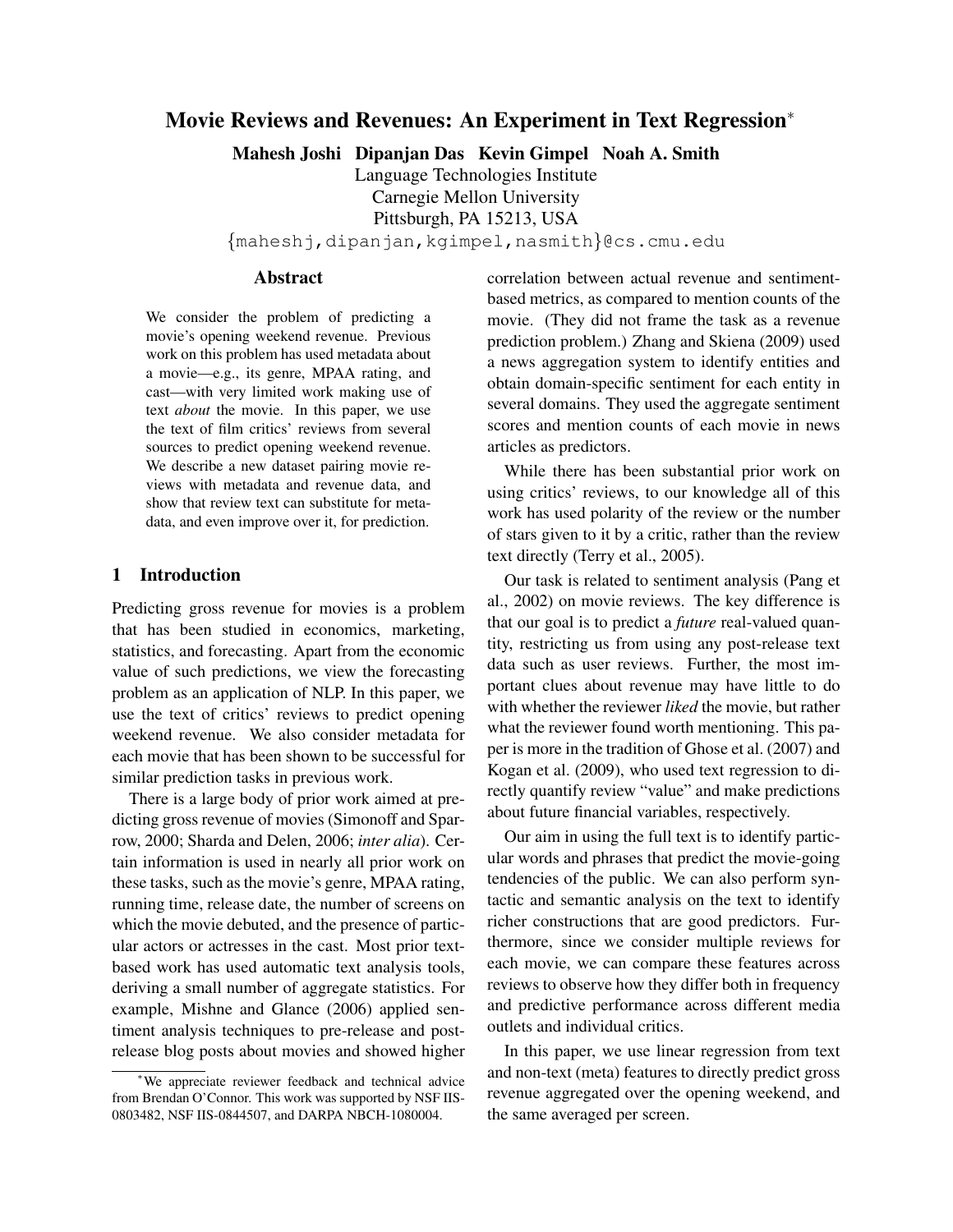# Movie Reviews and Revenues: An Experiment in Text Regression*

**Mahesh Joshi Dipanjan Das Kevin Gimpel Noah A. Smith**

Language Technologies Institute
Carnegie Mellon University
Pittsburgh, PA 15213, USA
{maheshj,dipanjan,kgimpel,nasmith}@cs.cmu.edu

## Abstract

We consider the problem of predicting a movie's opening weekend revenue. Previous work on this problem has used metadata about a movie—e.g., its genre, MPAA rating, and cast—with very limited work making use of text *about* the movie. In this paper, we use the text of film critics' reviews from several sources to predict opening weekend revenue. We describe a new dataset pairing movie reviews with metadata and revenue data, and show that review text can substitute for metadata, and even improve over it, for prediction.

## 1 Introduction

Predicting gross revenue for movies is a problem that has been studied in economics, marketing, statistics, and forecasting. Apart from the economic value of such predictions, we view the forecasting problem as an application of NLP. In this paper, we use the text of critics' reviews to predict opening weekend revenue. We also consider metadata for each movie that has been shown to be successful for similar prediction tasks in previous work.

There is a large body of prior work aimed at predicting gross revenue of movies (Simonoff and Sparrow, 2000; Sharda and Delen, 2006; *inter alia*). Certain information is used in nearly all prior work on these tasks, such as the movie's genre, MPAA rating, running time, release date, the number of screens on which the movie debuted, and the presence of particular actors or actresses in the cast. Most prior text-based work has used automatic text analysis tools, deriving a small number of aggregate statistics. For example, Mishne and Glance (2006) applied sentiment analysis techniques to pre-release and post-release blog posts about movies and showed higher correlation between actual revenue and sentiment-based metrics, as compared to mention counts of the movie. (They did not frame the task as a revenue prediction problem.) Zhang and Skiena (2009) used a news aggregation system to identify entities and obtain domain-specific sentiment for each entity in several domains. They used the aggregate sentiment scores and mention counts of each movie in news articles as predictors.

While there has been substantial prior work on using critics' reviews, to our knowledge all of this work has used polarity of the review or the number of stars given to it by a critic, rather than the review text directly (Terry et al., 2005).

Our task is related to sentiment analysis (Pang et al., 2002) on movie reviews. The key difference is that our goal is to predict a *future* real-valued quantity, restricting us from using any post-release text data such as user reviews. Further, the most important clues about revenue may have little to do with whether the reviewer *liked* the movie, but rather what the reviewer found worth mentioning. This paper is more in the tradition of Ghose et al. (2007) and Kogan et al. (2009), who used text regression to directly quantify review "value" and make predictions about future financial variables, respectively.

Our aim in using the full text is to identify particular words and phrases that predict the movie-going tendencies of the public. We can also perform syntactic and semantic analysis on the text to identify richer constructions that are good predictors. Furthermore, since we consider multiple reviews for each movie, we can compare these features across reviews to observe how they differ both in frequency and predictive performance across different media outlets and individual critics.

In this paper, we use linear regression from text and non-text (meta) features to directly predict gross revenue aggregated over the opening weekend, and the same averaged per screen.

*We appreciate reviewer feedback and technical advice from Brendan O'Connor. This work was supported by NSF IIS-0803482, NSF IIS-0844507, and DARPA NBCH-1080004.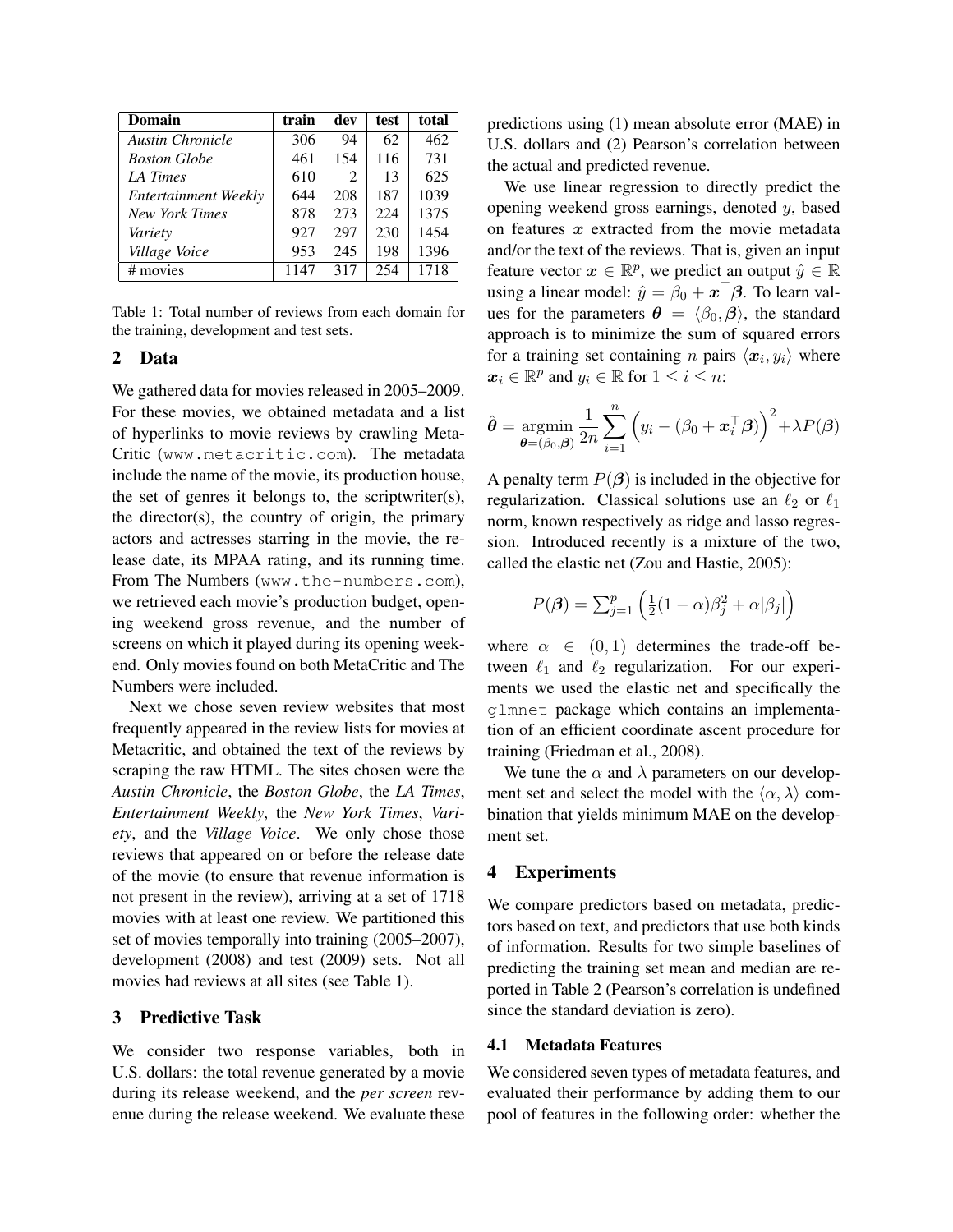| Domain | train | dev | test | total |
|---|---|---|---|---|
| *Austin Chronicle* | 306 | 94 | 62 | 462 |
| *Boston Globe* | 461 | 154 | 116 | 731 |
| *LA Times* | 610 | 2 | 13 | 625 |
| *Entertainment Weekly* | 644 | 208 | 187 | 1039 |
| *New York Times* | 878 | 273 | 224 | 1375 |
| *Variety* | 927 | 297 | 230 | 1454 |
| *Village Voice* | 953 | 245 | 198 | 1396 |
| # movies | 1147 | 317 | 254 | 1718 |

Table 1: Total number of reviews from each domain for the training, development and test sets.

## 2 Data

We gathered data for movies released in 2005–2009. For these movies, we obtained metadata and a list of hyperlinks to movie reviews by crawling Meta-Critic (`www.metacritic.com`). The metadata include the name of the movie, its production house, the set of genres it belongs to, the scriptwriter(s), the director(s), the country of origin, the primary actors and actresses starring in the movie, the release date, its MPAA rating, and its running time. From The Numbers (`www.the-numbers.com`), we retrieved each movie's production budget, opening weekend gross revenue, and the number of screens on which it played during its opening weekend. Only movies found on both MetaCritic and The Numbers were included.

Next we chose seven review websites that most frequently appeared in the review lists for movies at Metacritic, and obtained the text of the reviews by scraping the raw HTML. The sites chosen were the *Austin Chronicle*, the *Boston Globe*, the *LA Times*, *Entertainment Weekly*, the *New York Times*, *Variety*, and the *Village Voice*. We only chose those reviews that appeared on or before the release date of the movie (to ensure that revenue information is not present in the review), arriving at a set of 1718 movies with at least one review. We partitioned this set of movies temporally into training (2005–2007), development (2008) and test (2009) sets. Not all movies had reviews at all sites (see Table 1).

## 3 Predictive Task

We consider two response variables, both in U.S. dollars: the total revenue generated by a movie during its release weekend, and the *per screen* revenue during the release weekend. We evaluate these predictions using (1) mean absolute error (MAE) in U.S. dollars and (2) Pearson's correlation between the actual and predicted revenue.

We use linear regression to directly predict the opening weekend gross earnings, denoted $y$, based on features $\boldsymbol{x}$ extracted from the movie metadata and/or the text of the reviews. That is, given an input feature vector $\boldsymbol{x} \in \mathbb{R}^p$, we predict an output $\hat{y} \in \mathbb{R}$ using a linear model: $\hat{y} = \beta_0 + \boldsymbol{x}^\top \boldsymbol{\beta}$. To learn values for the parameters $\boldsymbol{\theta} = \langle \beta_0, \boldsymbol{\beta} \rangle$, the standard approach is to minimize the sum of squared errors for a training set containing $n$ pairs $\langle \boldsymbol{x}_i, y_i \rangle$ where $\boldsymbol{x}_i \in \mathbb{R}^p$ and $y_i \in \mathbb{R}$ for $1 \leq i \leq n$:

$$\hat{\boldsymbol{\theta}} = \underset{\boldsymbol{\theta}=(\beta_0, \boldsymbol{\beta})}{\operatorname{argmin}} \frac{1}{2n} \sum_{i=1}^{n} \left( y_i - (\beta_0 + \boldsymbol{x}_i^\top \boldsymbol{\beta}) \right)^2 + \lambda P(\boldsymbol{\beta})$$

A penalty term $P(\boldsymbol{\beta})$ is included in the objective for regularization. Classical solutions use an $\ell_2$ or $\ell_1$ norm, known respectively as ridge and lasso regression. Introduced recently is a mixture of the two, called the elastic net (Zou and Hastie, 2005):

$$P(\boldsymbol{\beta}) = \sum_{j=1}^{p} \left( \tfrac{1}{2}(1-\alpha)\beta_j^2 + \alpha|\beta_j| \right)$$

where $\alpha \in (0, 1)$ determines the trade-off between $\ell_1$ and $\ell_2$ regularization. For our experiments we used the elastic net and specifically the `glmnet` package which contains an implementation of an efficient coordinate ascent procedure for training (Friedman et al., 2008).

We tune the $\alpha$ and $\lambda$ parameters on our development set and select the model with the $\langle \alpha, \lambda \rangle$ combination that yields minimum MAE on the development set.

## 4 Experiments

We compare predictors based on metadata, predictors based on text, and predictors that use both kinds of information. Results for two simple baselines of predicting the training set mean and median are reported in Table 2 (Pearson's correlation is undefined since the standard deviation is zero).

### 4.1 Metadata Features

We considered seven types of metadata features, and evaluated their performance by adding them to our pool of features in the following order: whether the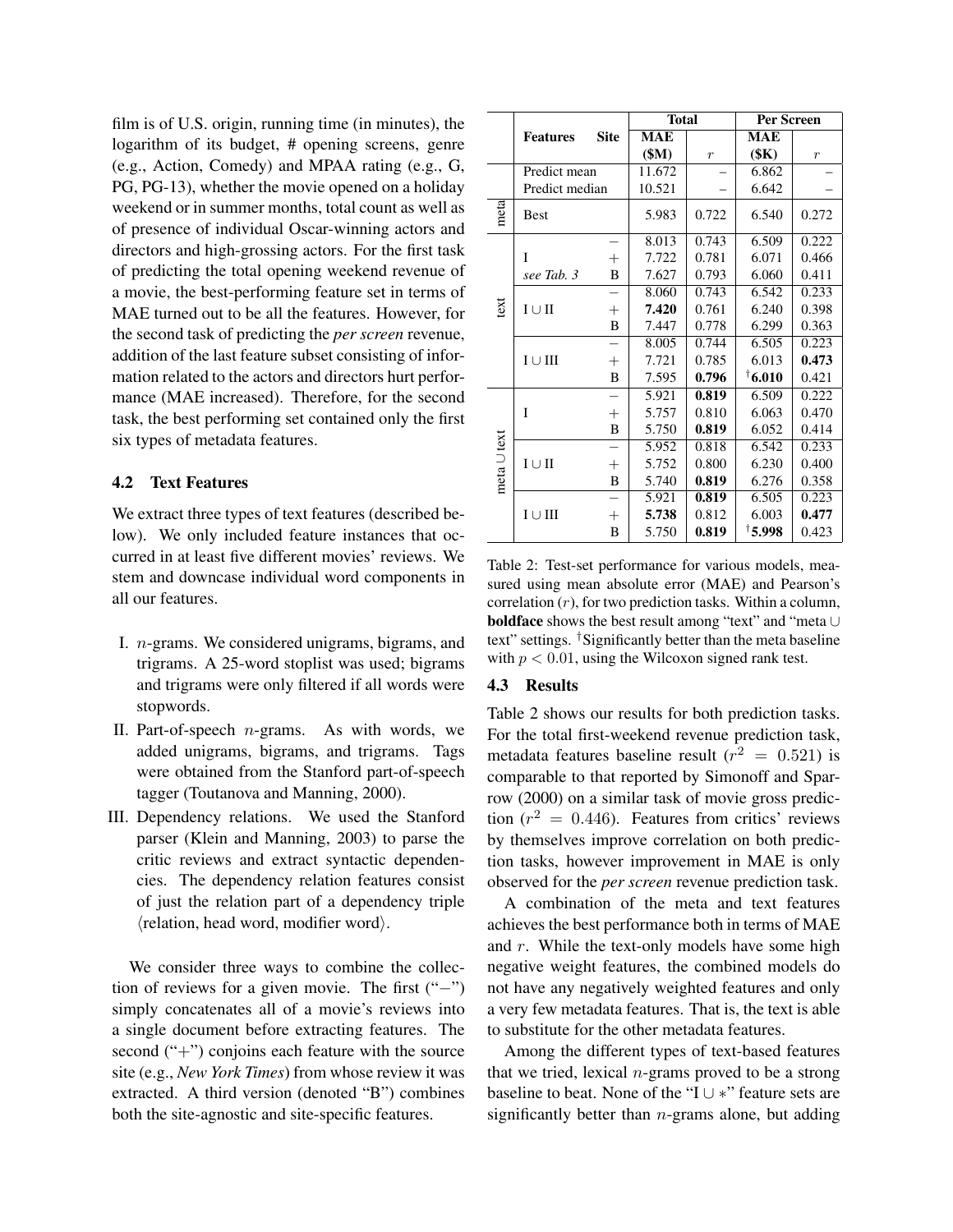film is of U.S. origin, running time (in minutes), the logarithm of its budget, # opening screens, genre (e.g., Action, Comedy) and MPAA rating (e.g., G, PG, PG-13), whether the movie opened on a holiday weekend or in summer months, total count as well as of presence of individual Oscar-winning actors and directors and high-grossing actors. For the first task of predicting the total opening weekend revenue of a movie, the best-performing feature set in terms of MAE turned out to be all the features. However, for the second task of predicting the *per screen* revenue, addition of the last feature subset consisting of information related to the actors and directors hurt performance (MAE increased). Therefore, for the second task, the best performing set contained only the first six types of metadata features.

### 4.2 Text Features

We extract three types of text features (described below). We only included feature instances that occurred in at least five different movies' reviews. We stem and downcase individual word components in all our features.

I. $n$-grams. We considered unigrams, bigrams, and trigrams. A 25-word stoplist was used; bigrams and trigrams were only filtered if all words were stopwords.

II. Part-of-speech $n$-grams. As with words, we added unigrams, bigrams, and trigrams. Tags were obtained from the Stanford part-of-speech tagger (Toutanova and Manning, 2000).

III. Dependency relations. We used the Stanford parser (Klein and Manning, 2003) to parse the critic reviews and extract syntactic dependencies. The dependency relation features consist of just the relation part of a dependency triple ⟨relation, head word, modifier word⟩.

We consider three ways to combine the collection of reviews for a given movie. The first ("−") simply concatenates all of a movie's reviews into a single document before extracting features. The second ("+") conjoins each feature with the source site (e.g., *New York Times*) from whose review it was extracted. A third version (denoted "B") combines both the site-agnostic and site-specific features.

| | Features | Site | Total MAE ($M) | Total $r$ | Per Screen MAE ($K) | Per Screen $r$ |
|---|---|---|---|---|---|---|
| | Predict mean | | 11.672 | – | 6.862 | – |
| | Predict median | | 10.521 | – | 6.642 | – |
| meta | Best | | 5.983 | 0.722 | 6.540 | 0.272 |
| text | I | − | 8.013 | 0.743 | 6.509 | 0.222 |
| | | + | 7.722 | 0.781 | 6.071 | 0.466 |
| | *see Tab. 3* | B | 7.627 | 0.793 | 6.060 | 0.411 |
| | I ∪ II | − | 8.060 | 0.743 | 6.542 | 0.233 |
| | | + | **7.420** | 0.761 | 6.240 | 0.398 |
| | | B | 7.447 | 0.778 | 6.299 | 0.363 |
| | I ∪ III | − | 8.005 | 0.744 | 6.505 | 0.223 |
| | | + | 7.721 | 0.785 | 6.013 | **0.473** |
| | | B | 7.595 | **0.796** | †**6.010** | 0.421 |
| meta ∪ text | I | − | 5.921 | **0.819** | 6.509 | 0.222 |
| | | + | 5.757 | 0.810 | 6.063 | 0.470 |
| | | B | 5.750 | **0.819** | 6.052 | 0.414 |
| | I ∪ II | − | 5.952 | 0.818 | 6.542 | 0.233 |
| | | + | 5.752 | 0.800 | 6.230 | 0.400 |
| | | B | 5.740 | **0.819** | 6.276 | 0.358 |
| | I ∪ III | − | 5.921 | **0.819** | 6.505 | 0.223 |
| | | + | **5.738** | 0.812 | 6.003 | **0.477** |
| | | B | 5.750 | **0.819** | †**5.998** | 0.423 |

Table 2: Test-set performance for various models, measured using mean absolute error (MAE) and Pearson's correlation ($r$), for two prediction tasks. Within a column, **boldface** shows the best result among "text" and "meta ∪ text" settings. †Significantly better than the meta baseline with $p < 0.01$, using the Wilcoxon signed rank test.

### 4.3 Results

Table 2 shows our results for both prediction tasks. For the total first-weekend revenue prediction task, metadata features baseline result ($r^2 = 0.521$) is comparable to that reported by Simonoff and Sparrow (2000) on a similar task of movie gross prediction ($r^2 = 0.446$). Features from critics' reviews by themselves improve correlation on both prediction tasks, however improvement in MAE is only observed for the *per screen* revenue prediction task.

A combination of the meta and text features achieves the best performance both in terms of MAE and $r$. While the text-only models have some high negative weight features, the combined models do not have any negatively weighted features and only a very few metadata features. That is, the text is able to substitute for the other metadata features.

Among the different types of text-based features that we tried, lexical $n$-grams proved to be a strong baseline to beat. None of the "I ∪ ∗" feature sets are significantly better than $n$-grams alone, but adding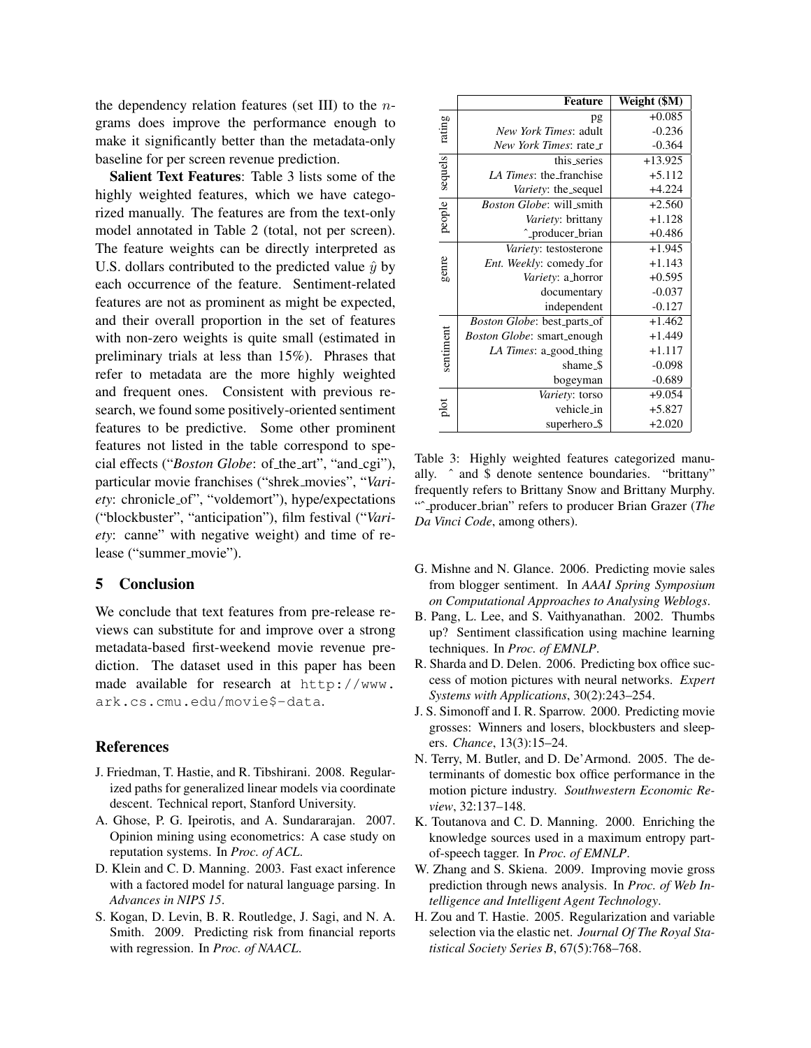the dependency relation features (set III) to the $n$-grams does improve the performance enough to make it significantly better than the metadata-only baseline for per screen revenue prediction.

**Salient Text Features**: Table 3 lists some of the highly weighted features, which we have categorized manually. The features are from the text-only model annotated in Table 2 (total, not per screen). The feature weights can be directly interpreted as U.S. dollars contributed to the predicted value $\hat{y}$ by each occurrence of the feature. Sentiment-related features are not as prominent as might be expected, and their overall proportion in the set of features with non-zero weights is quite small (estimated in preliminary trials at less than 15%). Phrases that refer to metadata are the more highly weighted and frequent ones. Consistent with previous research, we found some positively-oriented sentiment features to be predictive. Some other prominent features not listed in the table correspond to special effects ("*Boston Globe*: of_the_art", "and_cgi"), particular movie franchises ("shrek_movies", "*Variety*: chronicle_of", "voldemort"), hype/expectations ("blockbuster", "anticipation"), film festival ("*Variety*: canne" with negative weight) and time of release ("summer_movie").

| | Feature | Weight ($M) |
|---|---|---|
| rating | pg | +0.085 |
| | *New York Times*: adult | -0.236 |
| | *New York Times*: rate_r | -0.364 |
| sequels | this_series | +13.925 |
| | *LA Times*: the_franchise | +5.112 |
| | *Variety*: the_sequel | +4.224 |
| people | *Boston Globe*: will_smith | +2.560 |
| | *Variety*: brittany | +1.128 |
| | ^_producer_brian | +0.486 |
| genre | *Variety*: testosterone | +1.945 |
| | *Ent. Weekly*: comedy_for | +1.143 |
| | *Variety*: a_horror | +0.595 |
| | documentary | -0.037 |
| | independent | -0.127 |
| sentiment | *Boston Globe*: best_parts_of | +1.462 |
| | *Boston Globe*: smart_enough | +1.449 |
| | *LA Times*: a_good_thing | +1.117 |
| | shame_$ | -0.098 |
| | bogeyman | -0.689 |
| plot | *Variety*: torso | +9.054 |
| | vehicle_in | +5.827 |
| | superhero_$ | +2.020 |

Table 3: Highly weighted features categorized manually. ^ and $ denote sentence boundaries. "brittany" frequently refers to Brittany Snow and Brittany Murphy. "^_producer_brian" refers to producer Brian Grazer (*The Da Vinci Code*, among others).

## 5 Conclusion

We conclude that text features from pre-release reviews can substitute for and improve over a strong metadata-based first-weekend movie revenue prediction. The dataset used in this paper has been made available for research at `http://www.ark.cs.cmu.edu/movie$-data`.

## References

J. Friedman, T. Hastie, and R. Tibshirani. 2008. Regularized paths for generalized linear models via coordinate descent. Technical report, Stanford University.

A. Ghose, P. G. Ipeirotis, and A. Sundararajan. 2007. Opinion mining using econometrics: A case study on reputation systems. In *Proc. of ACL*.

D. Klein and C. D. Manning. 2003. Fast exact inference with a factored model for natural language parsing. In *Advances in NIPS 15*.

S. Kogan, D. Levin, B. R. Routledge, J. Sagi, and N. A. Smith. 2009. Predicting risk from financial reports with regression. In *Proc. of NAACL*.

G. Mishne and N. Glance. 2006. Predicting movie sales from blogger sentiment. In *AAAI Spring Symposium on Computational Approaches to Analysing Weblogs*.

B. Pang, L. Lee, and S. Vaithyanathan. 2002. Thumbs up? Sentiment classification using machine learning techniques. In *Proc. of EMNLP*.

R. Sharda and D. Delen. 2006. Predicting box office success of motion pictures with neural networks. *Expert Systems with Applications*, 30(2):243–254.

J. S. Simonoff and I. R. Sparrow. 2000. Predicting movie grosses: Winners and losers, blockbusters and sleepers. *Chance*, 13(3):15–24.

N. Terry, M. Butler, and D. De'Armond. 2005. The determinants of domestic box office performance in the motion picture industry. *Southwestern Economic Review*, 32:137–148.

K. Toutanova and C. D. Manning. 2000. Enriching the knowledge sources used in a maximum entropy part-of-speech tagger. In *Proc. of EMNLP*.

W. Zhang and S. Skiena. 2009. Improving movie gross prediction through news analysis. In *Proc. of Web Intelligence and Intelligent Agent Technology*.

H. Zou and T. Hastie. 2005. Regularization and variable selection via the elastic net. *Journal Of The Royal Statistical Society Series B*, 67(5):768–768.